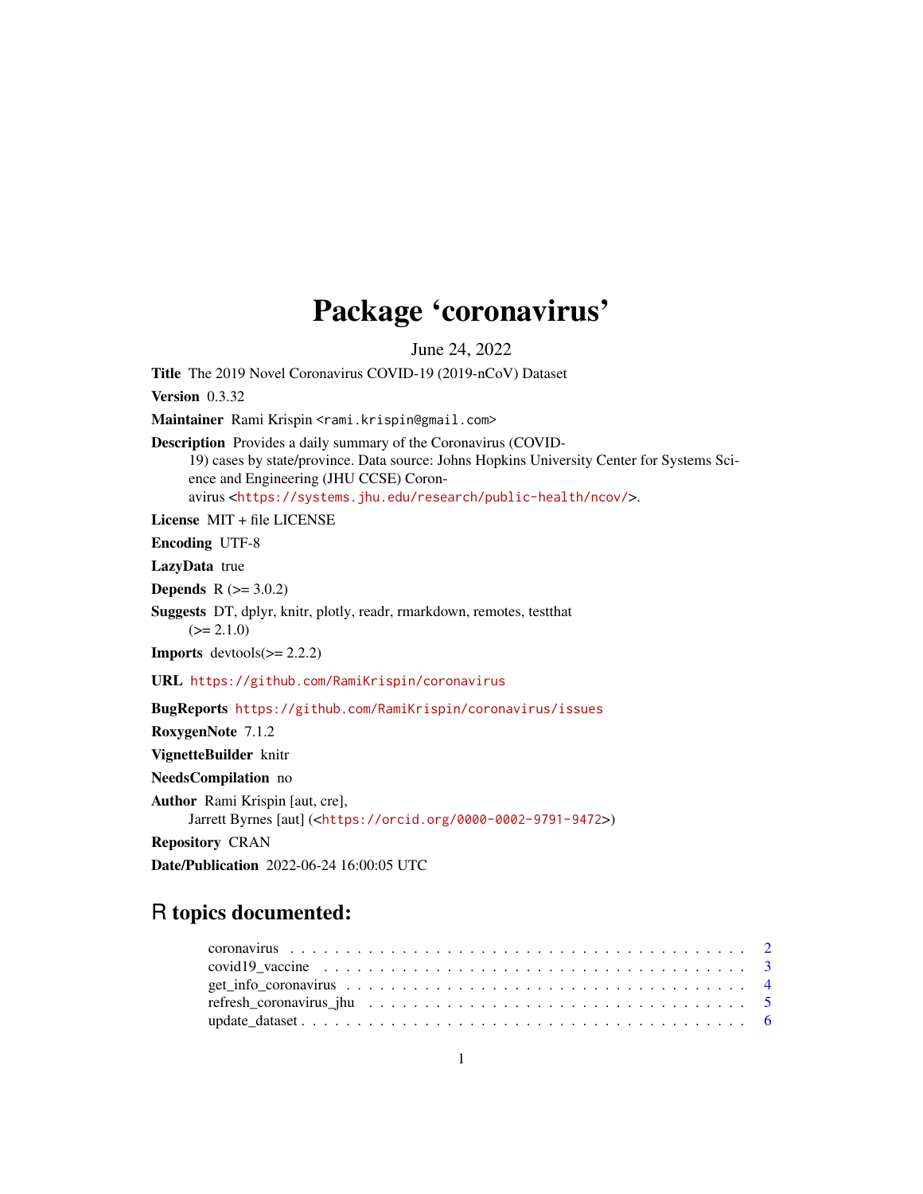# Package 'coronavirus'

June 24, 2022

**Title** The 2019 Novel Coronavirus COVID-19 (2019-nCoV) Dataset

**Version** 0.3.32

**Maintainer** Rami Krispin <rami.krispin@gmail.com>

**Description** Provides a daily summary of the Coronavirus (COVID-19) cases by state/province. Data source: Johns Hopkins University Center for Systems Science and Engineering (JHU CCSE) Coronavirus <https://systems.jhu.edu/research/public-health/ncov/>.

**License** MIT + file LICENSE

**Encoding** UTF-8

**LazyData** true

**Depends** R (>= 3.0.2)

**Suggests** DT, dplyr, knitr, plotly, readr, rmarkdown, remotes, testthat (>= 2.1.0)

**Imports** devtools(>= 2.2.2)

**URL** https://github.com/RamiKrispin/coronavirus

**BugReports** https://github.com/RamiKrispin/coronavirus/issues

**RoxygenNote** 7.1.2

**VignetteBuilder** knitr

**NeedsCompilation** no

**Author** Rami Krispin [aut, cre],
Jarrett Byrnes [aut] (<https://orcid.org/0000-0002-9791-9472>)

**Repository** CRAN

**Date/Publication** 2022-06-24 16:00:05 UTC

## R topics documented:

- coronavirus . . . . . . . . . . . . . . . . . . . . . . . . . . . . . . . . . . . . . . . 2
- covid19_vaccine . . . . . . . . . . . . . . . . . . . . . . . . . . . . . . . . . . . . . 3
- get_info_coronavirus . . . . . . . . . . . . . . . . . . . . . . . . . . . . . . . . . . . 4
- refresh_coronavirus_jhu . . . . . . . . . . . . . . . . . . . . . . . . . . . . . . . . . 5
- update_dataset . . . . . . . . . . . . . . . . . . . . . . . . . . . . . . . . . . . . . . 6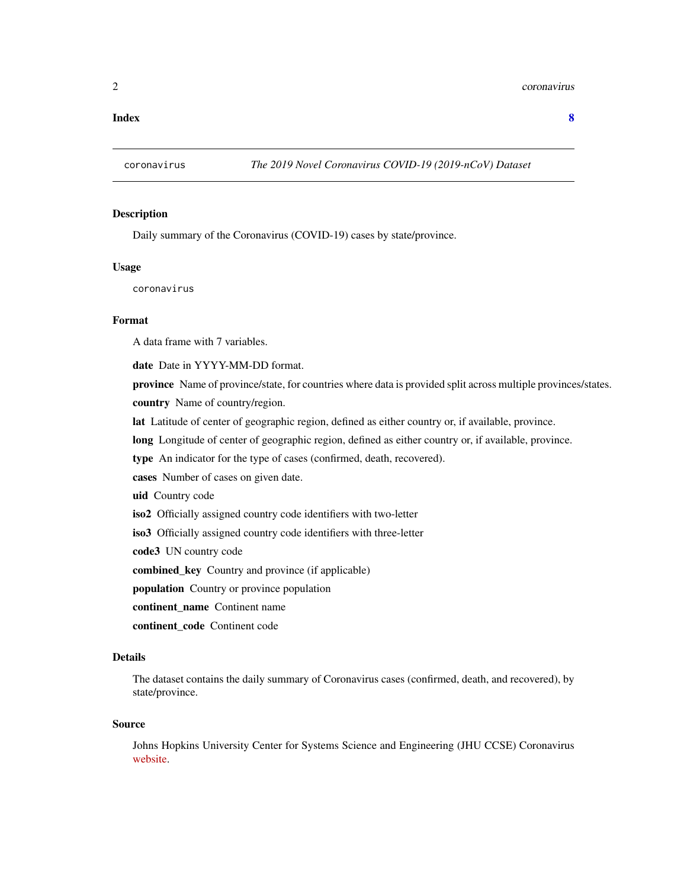**Index** **8**

---

`coronavirus` *The 2019 Novel Coronavirus COVID-19 (2019-nCoV) Dataset*

---

### Description

Daily summary of the Coronavirus (COVID-19) cases by state/province.

### Usage

```
coronavirus
```

### Format

A data frame with 7 variables.

**date** Date in YYYY-MM-DD format.

**province** Name of province/state, for countries where data is provided split across multiple provinces/states.

**country** Name of country/region.

**lat** Latitude of center of geographic region, defined as either country or, if available, province.

**long** Longitude of center of geographic region, defined as either country or, if available, province.

**type** An indicator for the type of cases (confirmed, death, recovered).

**cases** Number of cases on given date.

**uid** Country code

**iso2** Officially assigned country code identifiers with two-letter

**iso3** Officially assigned country code identifiers with three-letter

**code3** UN country code

**combined_key** Country and province (if applicable)

**population** Country or province population

**continent_name** Continent name

**continent_code** Continent code

### Details

The dataset contains the daily summary of Coronavirus cases (confirmed, death, and recovered), by state/province.

### Source

Johns Hopkins University Center for Systems Science and Engineering (JHU CCSE) Coronavirus website.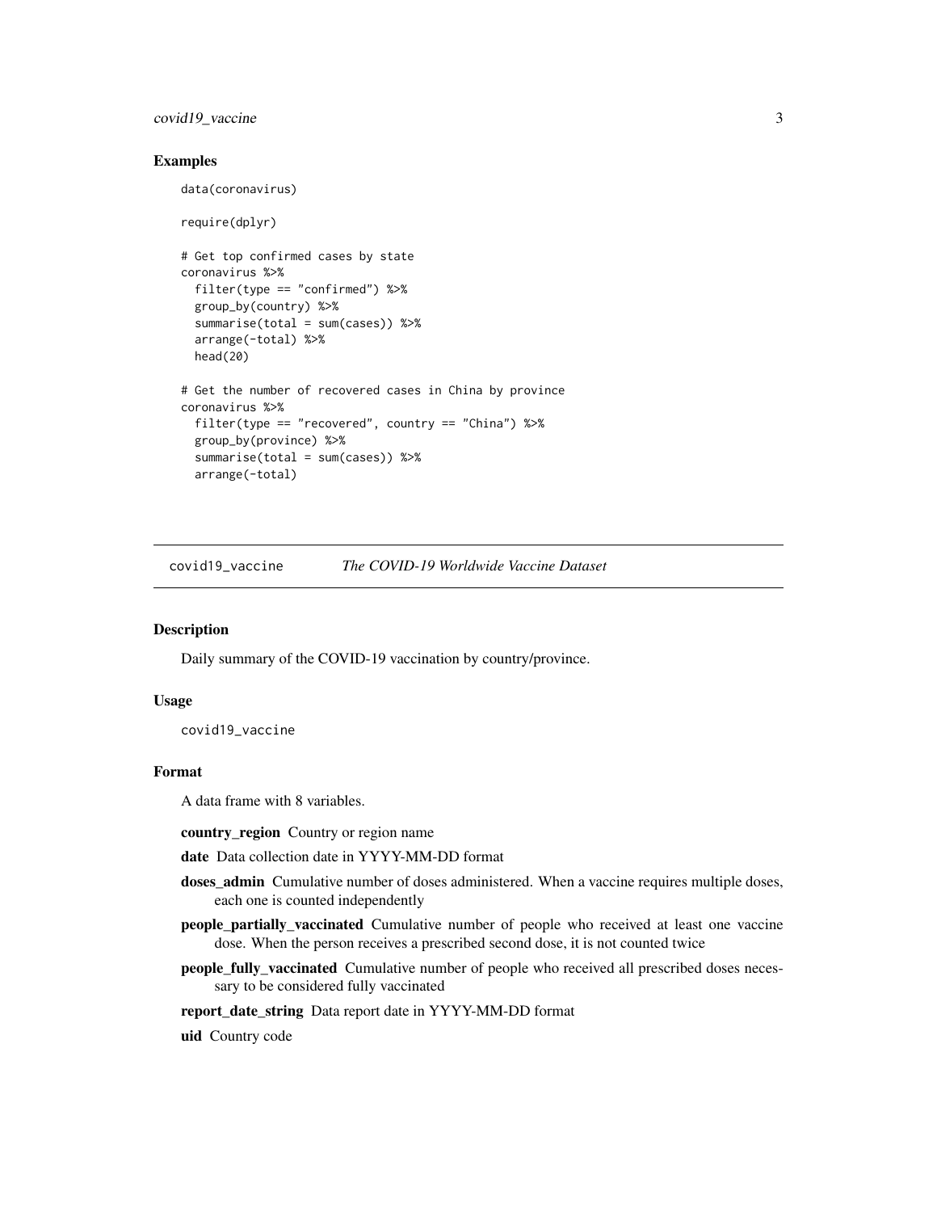## Examples

```
data(coronavirus)

require(dplyr)

# Get top confirmed cases by state
coronavirus %>%
  filter(type == "confirmed") %>%
  group_by(country) %>%
  summarise(total = sum(cases)) %>%
  arrange(-total) %>%
  head(20)

# Get the number of recovered cases in China by province
coronavirus %>%
  filter(type == "recovered", country == "China") %>%
  group_by(province) %>%
  summarise(total = sum(cases)) %>%
  arrange(-total)
```

---

# covid19_vaccine — *The COVID-19 Worldwide Vaccine Dataset*

---

## Description

Daily summary of the COVID-19 vaccination by country/province.

## Usage

```
covid19_vaccine
```

## Format

A data frame with 8 variables.

- **country_region** Country or region name
- **date** Data collection date in YYYY-MM-DD format
- **doses_admin** Cumulative number of doses administered. When a vaccine requires multiple doses, each one is counted independently
- **people_partially_vaccinated** Cumulative number of people who received at least one vaccine dose. When the person receives a prescribed second dose, it is not counted twice
- **people_fully_vaccinated** Cumulative number of people who received all prescribed doses necessary to be considered fully vaccinated
- **report_date_string** Data report date in YYYY-MM-DD format
- **uid** Country code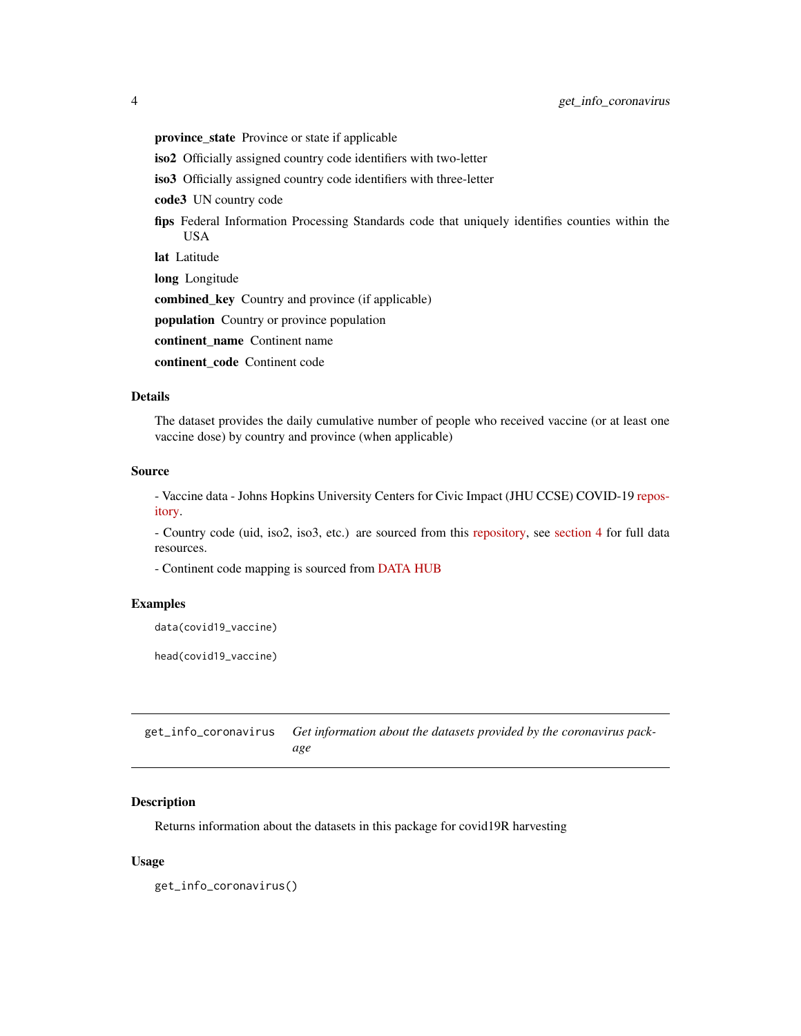**province_state** Province or state if applicable

**iso2** Officially assigned country code identifiers with two-letter

**iso3** Officially assigned country code identifiers with three-letter

**code3** UN country code

**fips** Federal Information Processing Standards code that uniquely identifies counties within the USA

**lat** Latitude

**long** Longitude

**combined_key** Country and province (if applicable)

**population** Country or province population

**continent_name** Continent name

**continent_code** Continent code

### Details

The dataset provides the daily cumulative number of people who received vaccine (or at least one vaccine dose) by country and province (when applicable)

### Source

- Vaccine data - Johns Hopkins University Centers for Civic Impact (JHU CCSE) COVID-19 repository.

- Country code (uid, iso2, iso3, etc.) are sourced from this repository, see section 4 for full data resources.

- Continent code mapping is sourced from DATA HUB

### Examples

```
data(covid19_vaccine)

head(covid19_vaccine)
```

---

## get_info_coronavirus — *Get information about the datasets provided by the coronavirus package*

---

### Description

Returns information about the datasets in this package for covid19R harvesting

### Usage

```
get_info_coronavirus()
```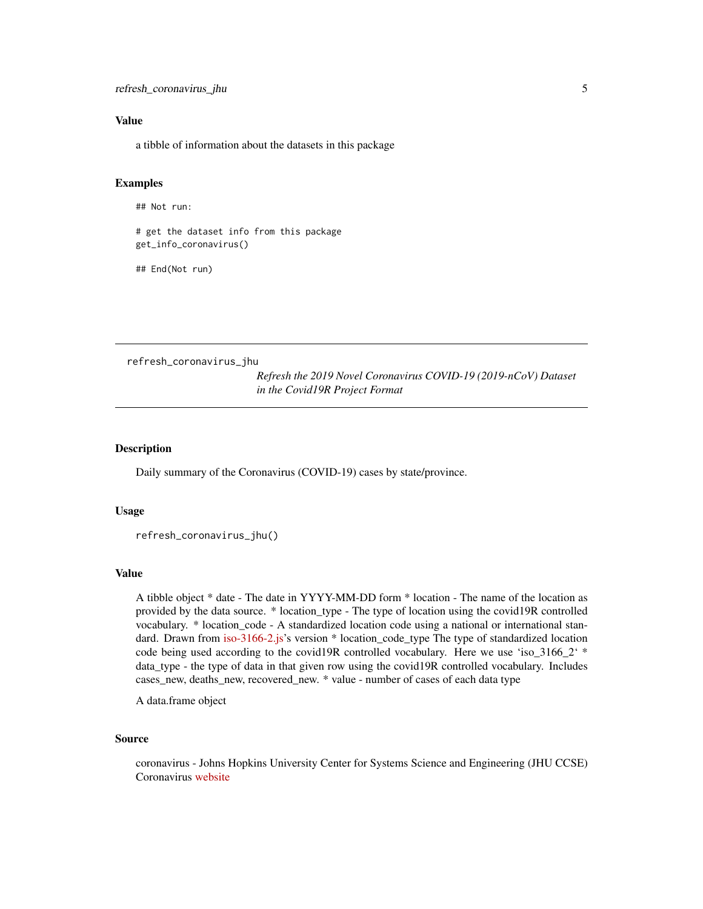### Value

a tibble of information about the datasets in this package

### Examples

```
## Not run:

# get the dataset info from this package
get_info_coronavirus()

## End(Not run)
```

---

## refresh_coronavirus_jhu

*Refresh the 2019 Novel Coronavirus COVID-19 (2019-nCoV) Dataset in the Covid19R Project Format*

---

### Description

Daily summary of the Coronavirus (COVID-19) cases by state/province.

### Usage

```
refresh_coronavirus_jhu()
```

### Value

A tibble object * date - The date in YYYY-MM-DD form * location - The name of the location as provided by the data source. * location_type - The type of location using the covid19R controlled vocabulary. * location_code - A standardized location code using a national or international standard. Drawn from iso-3166-2.js's version * location_code_type The type of standardized location code being used according to the covid19R controlled vocabulary. Here we use 'iso_3166_2' * data_type - the type of data in that given row using the covid19R controlled vocabulary. Includes cases_new, deaths_new, recovered_new. * value - number of cases of each data type

A data.frame object

### Source

coronavirus - Johns Hopkins University Center for Systems Science and Engineering (JHU CCSE) Coronavirus website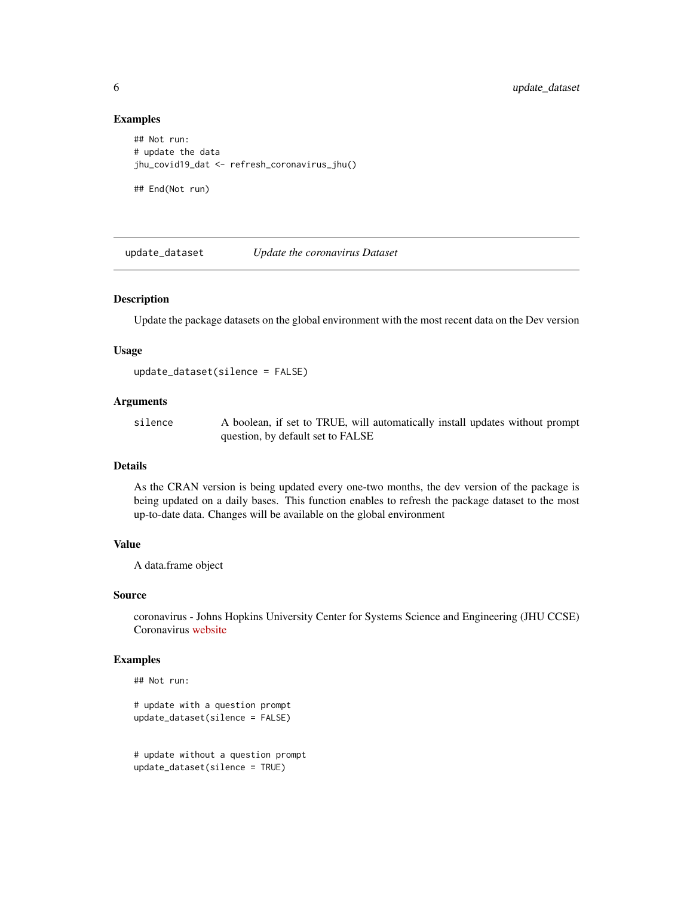### Examples

```
## Not run:
# update the data
jhu_covid19_dat <- refresh_coronavirus_jhu()

## End(Not run)
```

---

## update_dataset — *Update the coronavirus Dataset*

---

### Description

Update the package datasets on the global environment with the most recent data on the Dev version

### Usage

```
update_dataset(silence = FALSE)
```

### Arguments

| | |
|---|---|
| silence | A boolean, if set to TRUE, will automatically install updates without prompt question, by default set to FALSE |

### Details

As the CRAN version is being updated every one-two months, the dev version of the package is being updated on a daily bases. This function enables to refresh the package dataset to the most up-to-date data. Changes will be available on the global environment

### Value

A data.frame object

### Source

coronavirus - Johns Hopkins University Center for Systems Science and Engineering (JHU CCSE) Coronavirus website

### Examples

```
## Not run:

# update with a question prompt
update_dataset(silence = FALSE)


# update without a question prompt
update_dataset(silence = TRUE)
```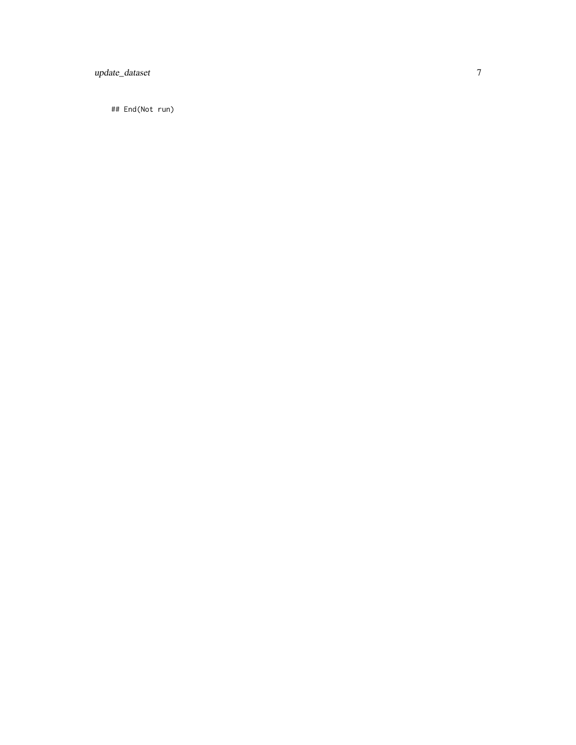```
## End(Not run)
```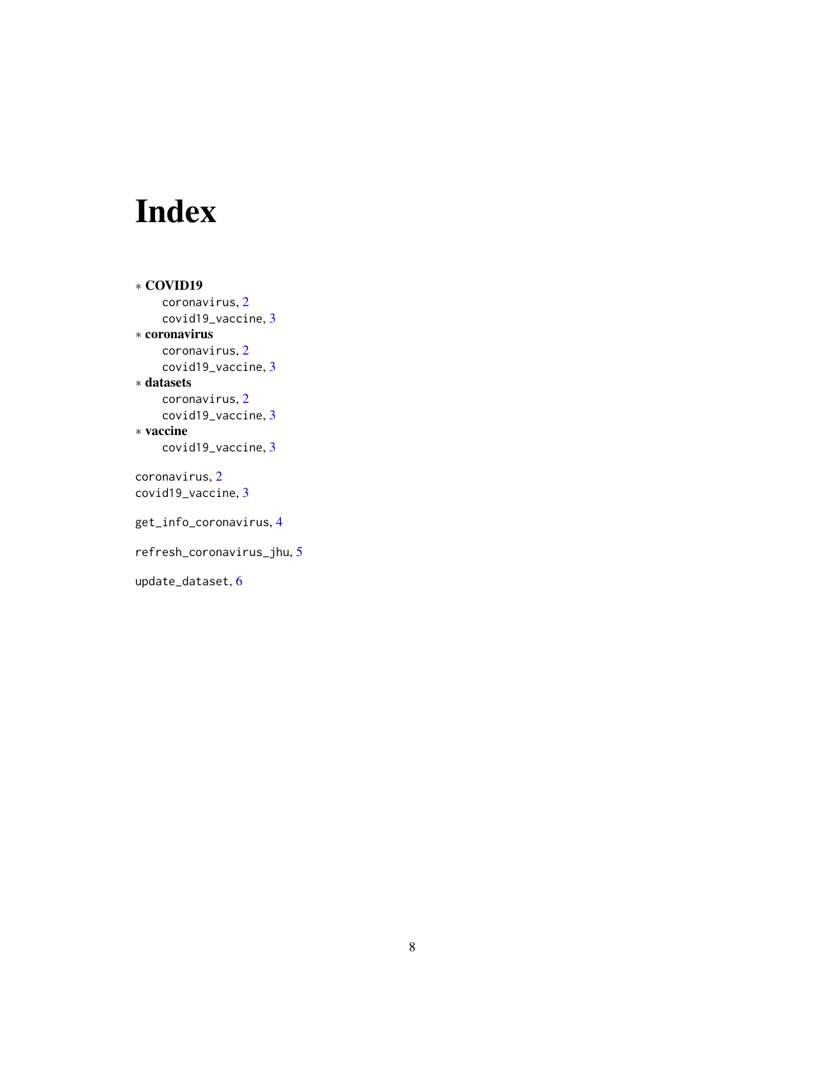# Index

∗ **COVID19**
  coronavirus, 2
  covid19_vaccine, 3
∗ **coronavirus**
  coronavirus, 2
  covid19_vaccine, 3
∗ **datasets**
  coronavirus, 2
  covid19_vaccine, 3
∗ **vaccine**
  covid19_vaccine, 3

coronavirus, 2
covid19_vaccine, 3

get_info_coronavirus, 4

refresh_coronavirus_jhu, 5

update_dataset, 6